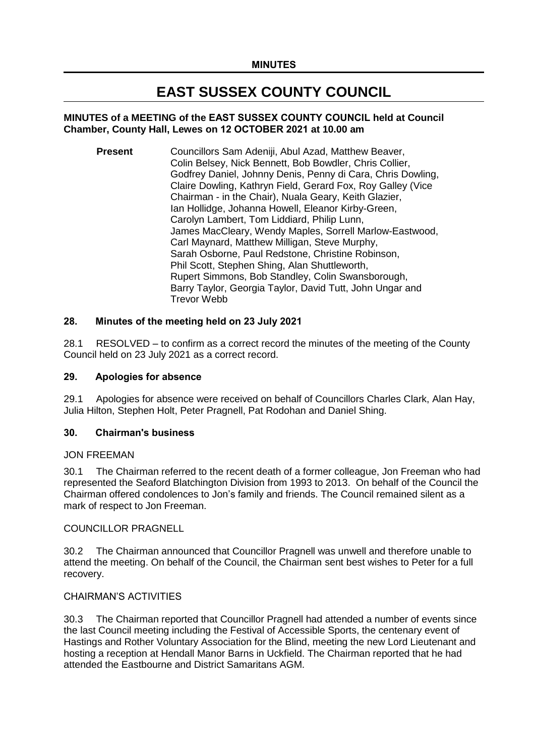**MINUTES**

# EAST SUSSEX COUNTY COUNCIL

**MINUTES of a MEETING of the EAST SUSSEX COUNTY COUNCIL held at Council Chamber, County Hall, Lewes on 12 OCTOBER 2021 at 10.00 am**

**Present** Councillors Sam Adeniji, Abul Azad, Matthew Beaver, Colin Belsey, Nick Bennett, Bob Bowdler, Chris Collier, Godfrey Daniel, Johnny Denis, Penny di Cara, Chris Dowling, Claire Dowling, Kathryn Field, Gerard Fox, Roy Galley (Vice Chairman - in the Chair), Nuala Geary, Keith Glazier, Ian Hollidge, Johanna Howell, Eleanor Kirby-Green, Carolyn Lambert, Tom Liddiard, Philip Lunn, James MacCleary, Wendy Maples, Sorrell Marlow-Eastwood, Carl Maynard, Matthew Milligan, Steve Murphy, Sarah Osborne, Paul Redstone, Christine Robinson, Phil Scott, Stephen Shing, Alan Shuttleworth, Rupert Simmons, Bob Standley, Colin Swansborough, Barry Taylor, Georgia Taylor, David Tutt, John Ungar and Trevor Webb

## 28. Minutes of the meeting held on 23 July 2021

28.1 RESOLVED – to confirm as a correct record the minutes of the meeting of the County Council held on 23 July 2021 as a correct record.

## 29. Apologies for absence

29.1 Apologies for absence were received on behalf of Councillors Charles Clark, Alan Hay, Julia Hilton, Stephen Holt, Peter Pragnell, Pat Rodohan and Daniel Shing.

## 30. Chairman's business

JON FREEMAN

30.1 The Chairman referred to the recent death of a former colleague, Jon Freeman who had represented the Seaford Blatchington Division from 1993 to 2013. On behalf of the Council the Chairman offered condolences to Jon's family and friends. The Council remained silent as a mark of respect to Jon Freeman.

COUNCILLOR PRAGNELL

30.2 The Chairman announced that Councillor Pragnell was unwell and therefore unable to attend the meeting. On behalf of the Council, the Chairman sent best wishes to Peter for a full recovery.

CHAIRMAN'S ACTIVITIES

30.3 The Chairman reported that Councillor Pragnell had attended a number of events since the last Council meeting including the Festival of Accessible Sports, the centenary event of Hastings and Rother Voluntary Association for the Blind, meeting the new Lord Lieutenant and hosting a reception at Hendall Manor Barns in Uckfield. The Chairman reported that he had attended the Eastbourne and District Samaritans AGM.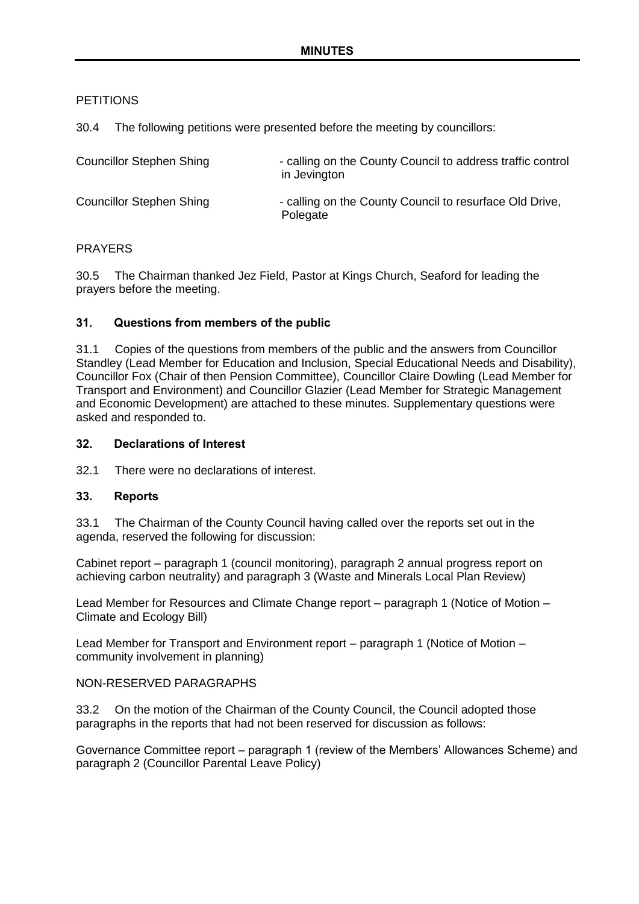## MINUTES

PETITIONS

30.4 The following petitions were presented before the meeting by councillors:

| | |
|---|---|
| Councillor Stephen Shing | - calling on the County Council to address traffic control in Jevington |
| Councillor Stephen Shing | - calling on the County Council to resurface Old Drive, Polegate |

PRAYERS

30.5 The Chairman thanked Jez Field, Pastor at Kings Church, Seaford for leading the prayers before the meeting.

### 31. Questions from members of the public

31.1 Copies of the questions from members of the public and the answers from Councillor Standley (Lead Member for Education and Inclusion, Special Educational Needs and Disability), Councillor Fox (Chair of then Pension Committee), Councillor Claire Dowling (Lead Member for Transport and Environment) and Councillor Glazier (Lead Member for Strategic Management and Economic Development) are attached to these minutes. Supplementary questions were asked and responded to.

### 32. Declarations of Interest

32.1 There were no declarations of interest.

### 33. Reports

33.1 The Chairman of the County Council having called over the reports set out in the agenda, reserved the following for discussion:

Cabinet report – paragraph 1 (council monitoring), paragraph 2 annual progress report on achieving carbon neutrality) and paragraph 3 (Waste and Minerals Local Plan Review)

Lead Member for Resources and Climate Change report – paragraph 1 (Notice of Motion – Climate and Ecology Bill)

Lead Member for Transport and Environment report – paragraph 1 (Notice of Motion – community involvement in planning)

NON-RESERVED PARAGRAPHS

33.2 On the motion of the Chairman of the County Council, the Council adopted those paragraphs in the reports that had not been reserved for discussion as follows:

Governance Committee report – paragraph 1 (review of the Members' Allowances Scheme) and paragraph 2 (Councillor Parental Leave Policy)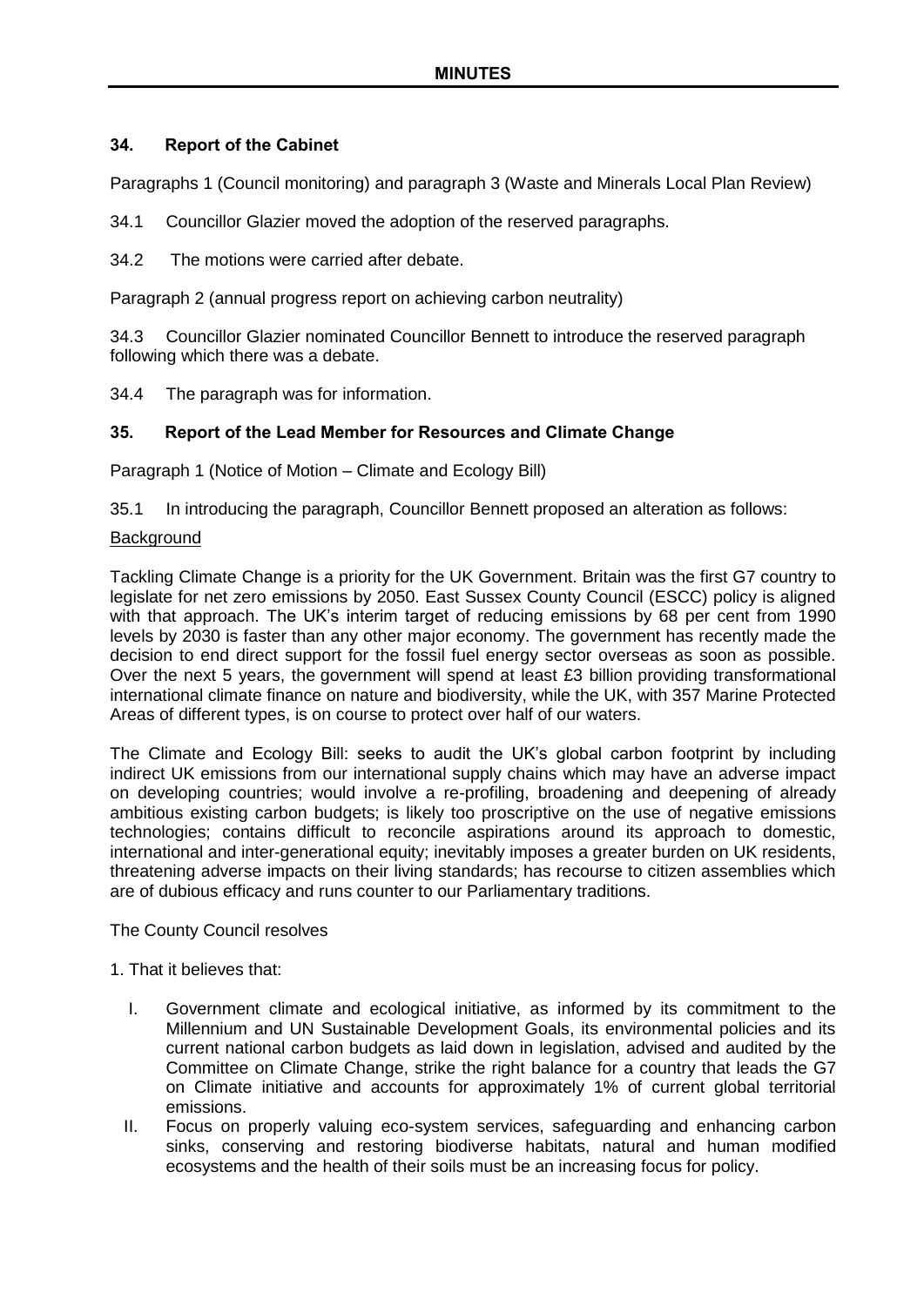**MINUTES**

### 34. Report of the Cabinet

Paragraphs 1 (Council monitoring) and paragraph 3 (Waste and Minerals Local Plan Review)

34.1 Councillor Glazier moved the adoption of the reserved paragraphs.

34.2 The motions were carried after debate.

Paragraph 2 (annual progress report on achieving carbon neutrality)

34.3 Councillor Glazier nominated Councillor Bennett to introduce the reserved paragraph following which there was a debate.

34.4 The paragraph was for information.

### 35. Report of the Lead Member for Resources and Climate Change

Paragraph 1 (Notice of Motion – Climate and Ecology Bill)

35.1 In introducing the paragraph, Councillor Bennett proposed an alteration as follows:

Background

Tackling Climate Change is a priority for the UK Government. Britain was the first G7 country to legislate for net zero emissions by 2050. East Sussex County Council (ESCC) policy is aligned with that approach. The UK's interim target of reducing emissions by 68 per cent from 1990 levels by 2030 is faster than any other major economy. The government has recently made the decision to end direct support for the fossil fuel energy sector overseas as soon as possible. Over the next 5 years, the government will spend at least £3 billion providing transformational international climate finance on nature and biodiversity, while the UK, with 357 Marine Protected Areas of different types, is on course to protect over half of our waters.

The Climate and Ecology Bill: seeks to audit the UK's global carbon footprint by including indirect UK emissions from our international supply chains which may have an adverse impact on developing countries; would involve a re-profiling, broadening and deepening of already ambitious existing carbon budgets; is likely too proscriptive on the use of negative emissions technologies; contains difficult to reconcile aspirations around its approach to domestic, international and inter-generational equity; inevitably imposes a greater burden on UK residents, threatening adverse impacts on their living standards; has recourse to citizen assemblies which are of dubious efficacy and runs counter to our Parliamentary traditions.

The County Council resolves

1. That it believes that:

   I. Government climate and ecological initiative, as informed by its commitment to the Millennium and UN Sustainable Development Goals, its environmental policies and its current national carbon budgets as laid down in legislation, advised and audited by the Committee on Climate Change, strike the right balance for a country that leads the G7 on Climate initiative and accounts for approximately 1% of current global territorial emissions.

   II. Focus on properly valuing eco-system services, safeguarding and enhancing carbon sinks, conserving and restoring biodiverse habitats, natural and human modified ecosystems and the health of their soils must be an increasing focus for policy.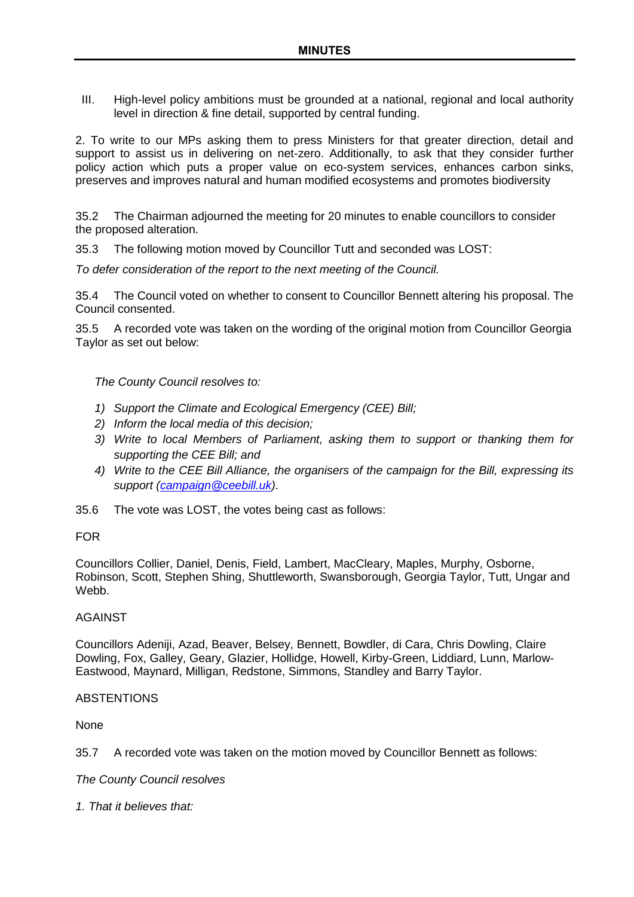III. High-level policy ambitions must be grounded at a national, regional and local authority level in direction & fine detail, supported by central funding.

2. To write to our MPs asking them to press Ministers for that greater direction, detail and support to assist us in delivering on net-zero. Additionally, to ask that they consider further policy action which puts a proper value on eco-system services, enhances carbon sinks, preserves and improves natural and human modified ecosystems and promotes biodiversity

35.2 The Chairman adjourned the meeting for 20 minutes to enable councillors to consider the proposed alteration.

35.3 The following motion moved by Councillor Tutt and seconded was LOST:

*To defer consideration of the report to the next meeting of the Council.*

35.4 The Council voted on whether to consent to Councillor Bennett altering his proposal. The Council consented.

35.5 A recorded vote was taken on the wording of the original motion from Councillor Georgia Taylor as set out below:

*The County Council resolves to:*

1) *Support the Climate and Ecological Emergency (CEE) Bill;*
2) *Inform the local media of this decision;*
3) *Write to local Members of Parliament, asking them to support or thanking them for supporting the CEE Bill; and*
4) *Write to the CEE Bill Alliance, the organisers of the campaign for the Bill, expressing its support (campaign@ceebill.uk).*

35.6 The vote was LOST, the votes being cast as follows:

FOR

Councillors Collier, Daniel, Denis, Field, Lambert, MacCleary, Maples, Murphy, Osborne, Robinson, Scott, Stephen Shing, Shuttleworth, Swansborough, Georgia Taylor, Tutt, Ungar and Webb.

AGAINST

Councillors Adeniji, Azad, Beaver, Belsey, Bennett, Bowdler, di Cara, Chris Dowling, Claire Dowling, Fox, Galley, Geary, Glazier, Hollidge, Howell, Kirby-Green, Liddiard, Lunn, Marlow-Eastwood, Maynard, Milligan, Redstone, Simmons, Standley and Barry Taylor.

ABSTENTIONS

None

35.7 A recorded vote was taken on the motion moved by Councillor Bennett as follows:

*The County Council resolves*

*1. That it believes that:*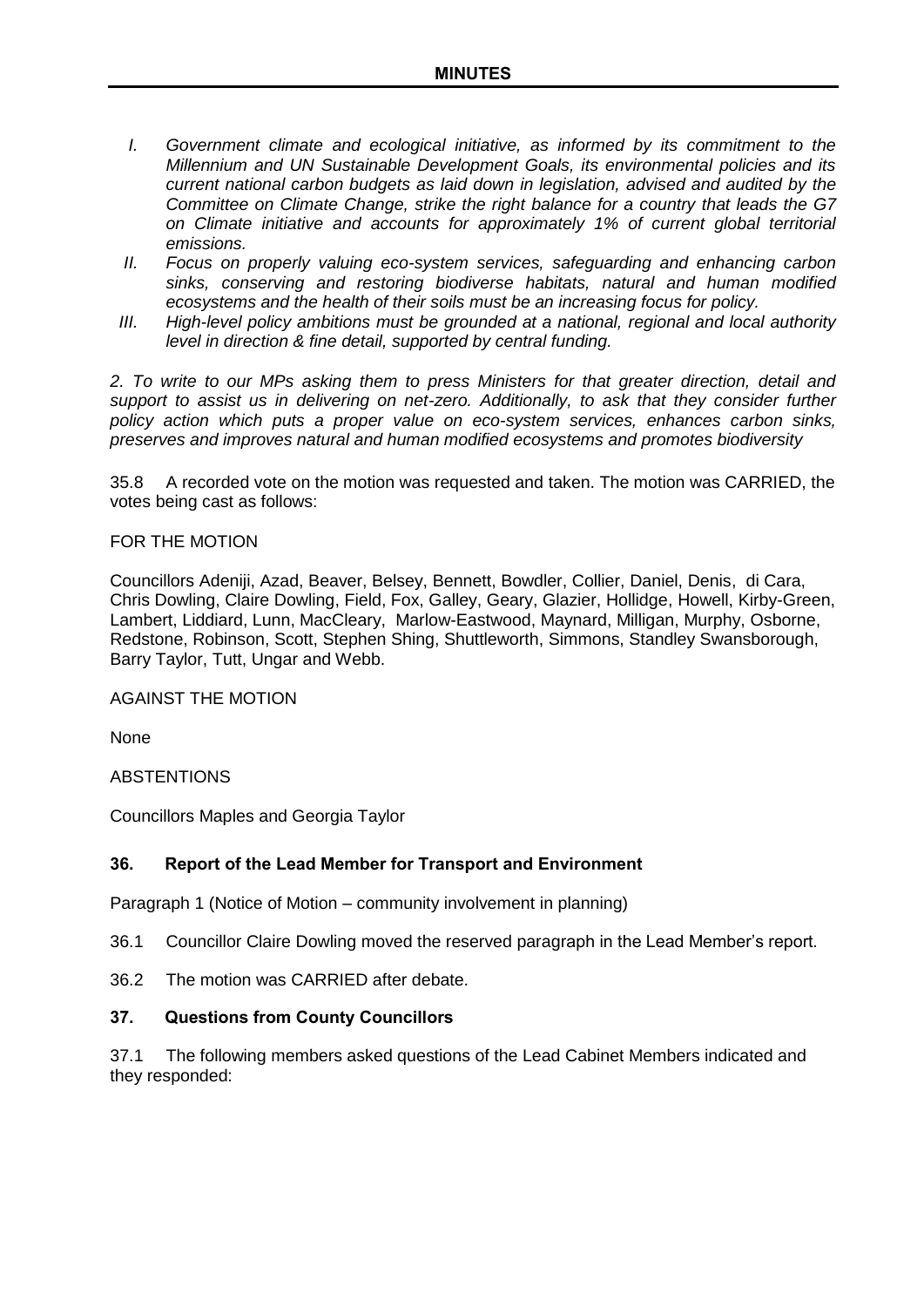- *I. Government climate and ecological initiative, as informed by its commitment to the Millennium and UN Sustainable Development Goals, its environmental policies and its current national carbon budgets as laid down in legislation, advised and audited by the Committee on Climate Change, strike the right balance for a country that leads the G7 on Climate initiative and accounts for approximately 1% of current global territorial emissions.*
- *II. Focus on properly valuing eco-system services, safeguarding and enhancing carbon sinks, conserving and restoring biodiverse habitats, natural and human modified ecosystems and the health of their soils must be an increasing focus for policy.*
- *III. High-level policy ambitions must be grounded at a national, regional and local authority level in direction & fine detail, supported by central funding.*

*2. To write to our MPs asking them to press Ministers for that greater direction, detail and support to assist us in delivering on net-zero. Additionally, to ask that they consider further policy action which puts a proper value on eco-system services, enhances carbon sinks, preserves and improves natural and human modified ecosystems and promotes biodiversity*

35.8 A recorded vote on the motion was requested and taken. The motion was CARRIED, the votes being cast as follows:

FOR THE MOTION

Councillors Adeniji, Azad, Beaver, Belsey, Bennett, Bowdler, Collier, Daniel, Denis, di Cara, Chris Dowling, Claire Dowling, Field, Fox, Galley, Geary, Glazier, Hollidge, Howell, Kirby-Green, Lambert, Liddiard, Lunn, MacCleary, Marlow-Eastwood, Maynard, Milligan, Murphy, Osborne, Redstone, Robinson, Scott, Stephen Shing, Shuttleworth, Simmons, Standley Swansborough, Barry Taylor, Tutt, Ungar and Webb.

AGAINST THE MOTION

None

ABSTENTIONS

Councillors Maples and Georgia Taylor

## 36. Report of the Lead Member for Transport and Environment

Paragraph 1 (Notice of Motion – community involvement in planning)

36.1 Councillor Claire Dowling moved the reserved paragraph in the Lead Member's report.

36.2 The motion was CARRIED after debate.

## 37. Questions from County Councillors

37.1 The following members asked questions of the Lead Cabinet Members indicated and they responded: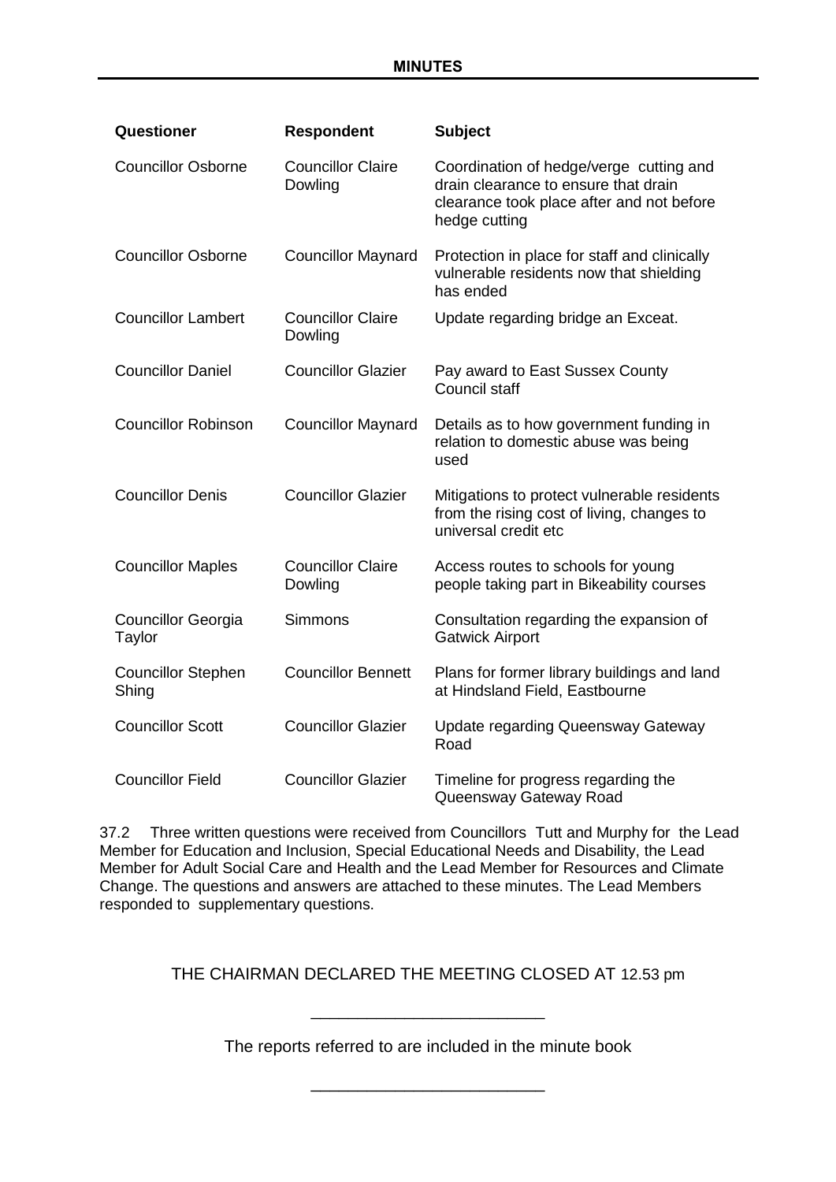| Questioner | Respondent | Subject |
|---|---|---|
| Councillor Osborne | Councillor Claire Dowling | Coordination of hedge/verge cutting and drain clearance to ensure that drain clearance took place after and not before hedge cutting |
| Councillor Osborne | Councillor Maynard | Protection in place for staff and clinically vulnerable residents now that shielding has ended |
| Councillor Lambert | Councillor Claire Dowling | Update regarding bridge an Exceat. |
| Councillor Daniel | Councillor Glazier | Pay award to East Sussex County Council staff |
| Councillor Robinson | Councillor Maynard | Details as to how government funding in relation to domestic abuse was being used |
| Councillor Denis | Councillor Glazier | Mitigations to protect vulnerable residents from the rising cost of living, changes to universal credit etc |
| Councillor Maples | Councillor Claire Dowling | Access routes to schools for young people taking part in Bikeability courses |
| Councillor Georgia Taylor | Simmons | Consultation regarding the expansion of Gatwick Airport |
| Councillor Stephen Shing | Councillor Bennett | Plans for former library buildings and land at Hindsland Field, Eastbourne |
| Councillor Scott | Councillor Glazier | Update regarding Queensway Gateway Road |
| Councillor Field | Councillor Glazier | Timeline for progress regarding the Queensway Gateway Road |

37.2 Three written questions were received from Councillors Tutt and Murphy for the Lead Member for Education and Inclusion, Special Educational Needs and Disability, the Lead Member for Adult Social Care and Health and the Lead Member for Resources and Climate Change. The questions and answers are attached to these minutes. The Lead Members responded to supplementary questions.

THE CHAIRMAN DECLARED THE MEETING CLOSED AT 12.53 pm

---

The reports referred to are included in the minute book

---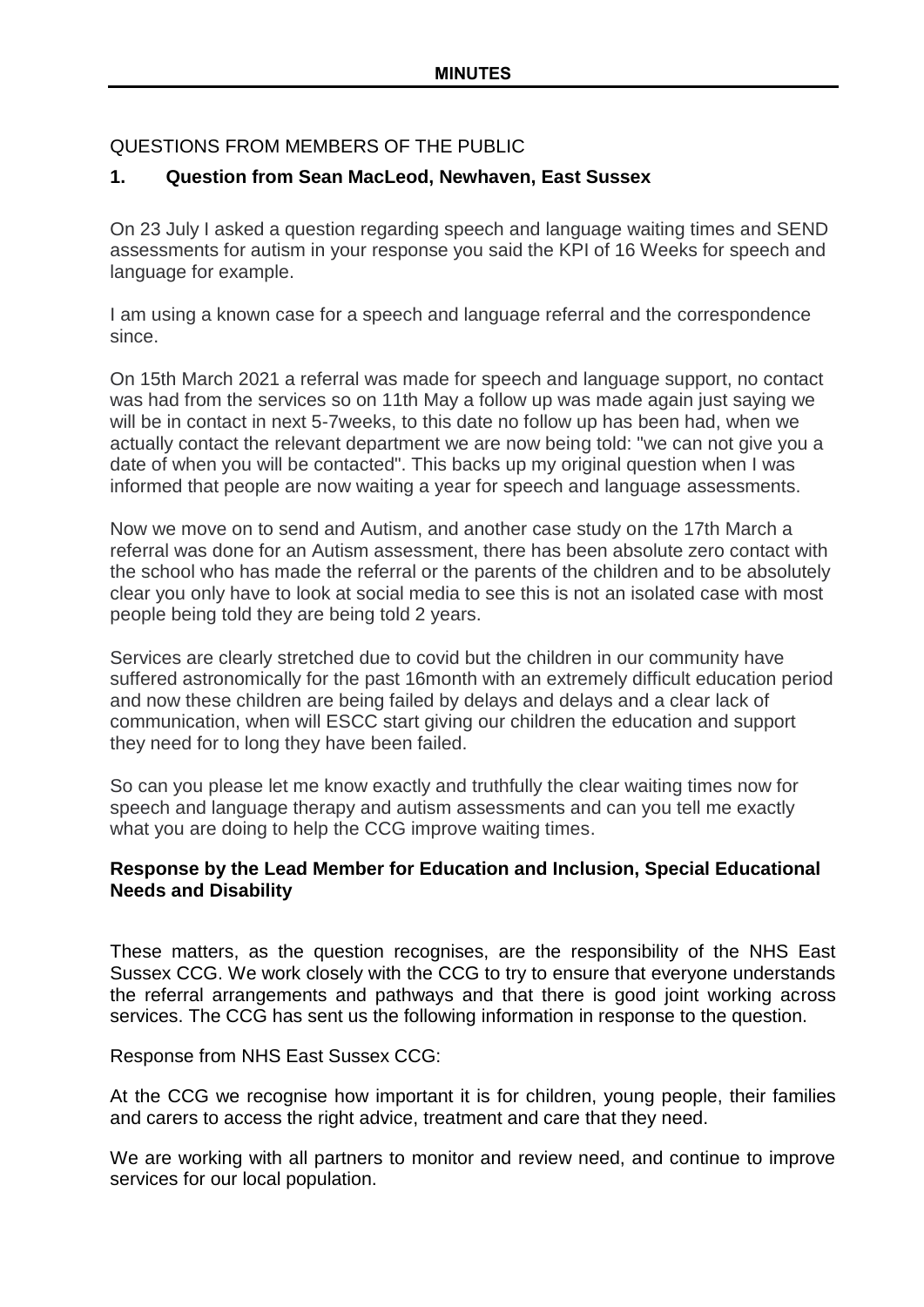QUESTIONS FROM MEMBERS OF THE PUBLIC

## 1. Question from Sean MacLeod, Newhaven, East Sussex

On 23 July I asked a question regarding speech and language waiting times and SEND assessments for autism in your response you said the KPI of 16 Weeks for speech and language for example.

I am using a known case for a speech and language referral and the correspondence since.

On 15th March 2021 a referral was made for speech and language support, no contact was had from the services so on 11th May a follow up was made again just saying we will be in contact in next 5-7weeks, to this date no follow up has been had, when we actually contact the relevant department we are now being told: "we can not give you a date of when you will be contacted". This backs up my original question when I was informed that people are now waiting a year for speech and language assessments.

Now we move on to send and Autism, and another case study on the 17th March a referral was done for an Autism assessment, there has been absolute zero contact with the school who has made the referral or the parents of the children and to be absolutely clear you only have to look at social media to see this is not an isolated case with most people being told they are being told 2 years.

Services are clearly stretched due to covid but the children in our community have suffered astronomically for the past 16month with an extremely difficult education period and now these children are being failed by delays and delays and a clear lack of communication, when will ESCC start giving our children the education and support they need for to long they have been failed.

So can you please let me know exactly and truthfully the clear waiting times now for speech and language therapy and autism assessments and can you tell me exactly what you are doing to help the CCG improve waiting times.

**Response by the Lead Member for Education and Inclusion, Special Educational Needs and Disability**

These matters, as the question recognises, are the responsibility of the NHS East Sussex CCG. We work closely with the CCG to try to ensure that everyone understands the referral arrangements and pathways and that there is good joint working across services. The CCG has sent us the following information in response to the question.

Response from NHS East Sussex CCG:

At the CCG we recognise how important it is for children, young people, their families and carers to access the right advice, treatment and care that they need.

We are working with all partners to monitor and review need, and continue to improve services for our local population.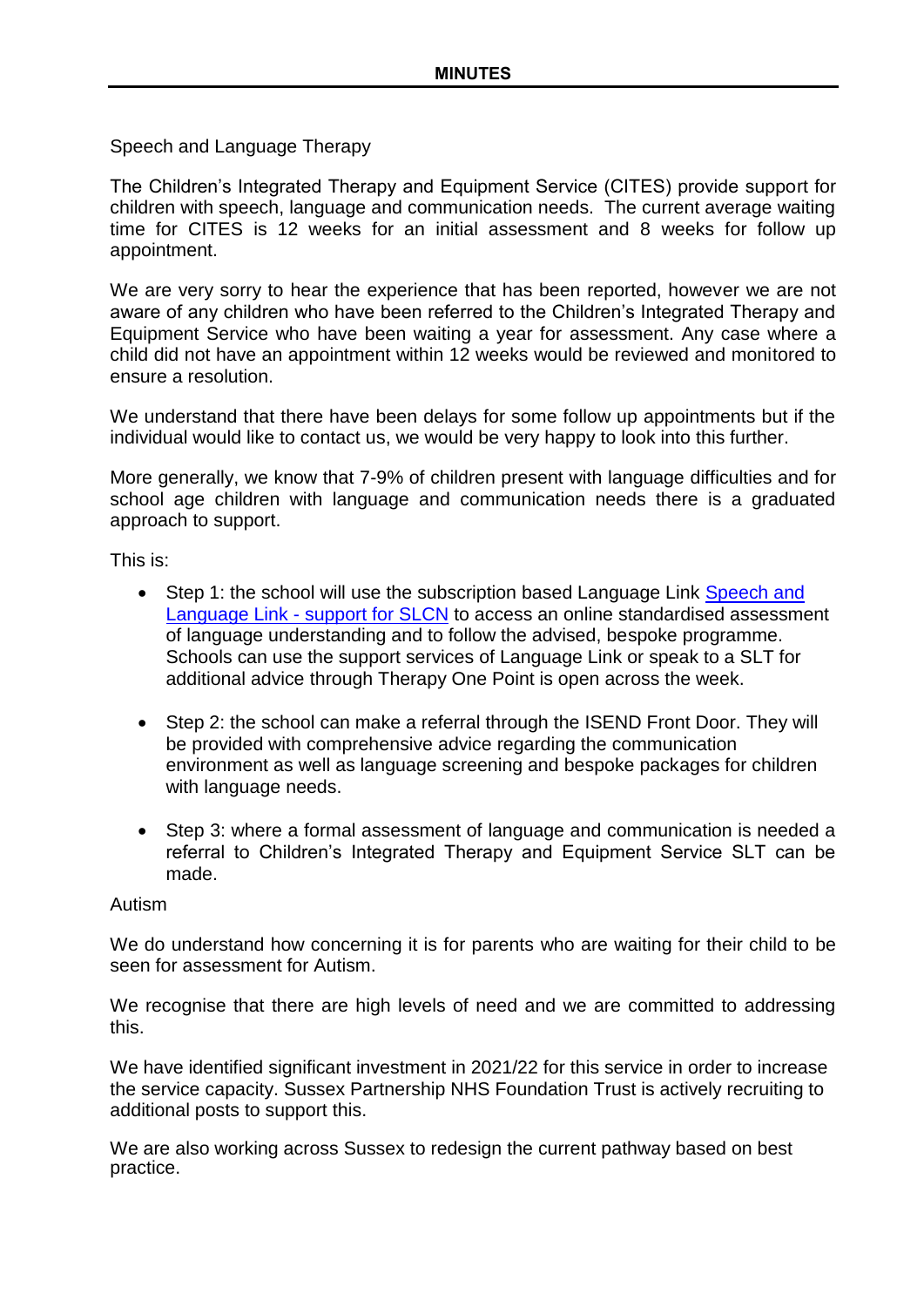Speech and Language Therapy

The Children's Integrated Therapy and Equipment Service (CITES) provide support for children with speech, language and communication needs. The current average waiting time for CITES is 12 weeks for an initial assessment and 8 weeks for follow up appointment.

We are very sorry to hear the experience that has been reported, however we are not aware of any children who have been referred to the Children's Integrated Therapy and Equipment Service who have been waiting a year for assessment. Any case where a child did not have an appointment within 12 weeks would be reviewed and monitored to ensure a resolution.

We understand that there have been delays for some follow up appointments but if the individual would like to contact us, we would be very happy to look into this further.

More generally, we know that 7-9% of children present with language difficulties and for school age children with language and communication needs there is a graduated approach to support.

This is:

- Step 1: the school will use the subscription based Language Link [Speech and Language Link - support for SLCN] to access an online standardised assessment of language understanding and to follow the advised, bespoke programme. Schools can use the support services of Language Link or speak to a SLT for additional advice through Therapy One Point is open across the week.

- Step 2: the school can make a referral through the ISEND Front Door. They will be provided with comprehensive advice regarding the communication environment as well as language screening and bespoke packages for children with language needs.

- Step 3: where a formal assessment of language and communication is needed a referral to Children's Integrated Therapy and Equipment Service SLT can be made.

Autism

We do understand how concerning it is for parents who are waiting for their child to be seen for assessment for Autism.

We recognise that there are high levels of need and we are committed to addressing this.

We have identified significant investment in 2021/22 for this service in order to increase the service capacity. Sussex Partnership NHS Foundation Trust is actively recruiting to additional posts to support this.

We are also working across Sussex to redesign the current pathway based on best practice.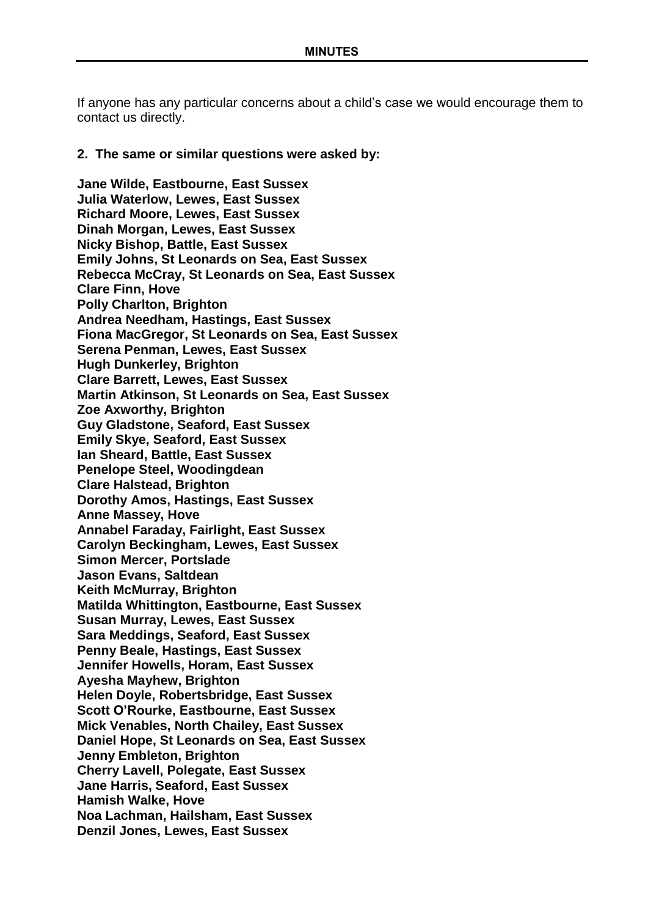If anyone has any particular concerns about a child's case we would encourage them to contact us directly.

**2. The same or similar questions were asked by:**

**Jane Wilde, Eastbourne, East Sussex**
**Julia Waterlow, Lewes, East Sussex**
**Richard Moore, Lewes, East Sussex**
**Dinah Morgan, Lewes, East Sussex**
**Nicky Bishop, Battle, East Sussex**
**Emily Johns, St Leonards on Sea, East Sussex**
**Rebecca McCray, St Leonards on Sea, East Sussex**
**Clare Finn, Hove**
**Polly Charlton, Brighton**
**Andrea Needham, Hastings, East Sussex**
**Fiona MacGregor, St Leonards on Sea, East Sussex**
**Serena Penman, Lewes, East Sussex**
**Hugh Dunkerley, Brighton**
**Clare Barrett, Lewes, East Sussex**
**Martin Atkinson, St Leonards on Sea, East Sussex**
**Zoe Axworthy, Brighton**
**Guy Gladstone, Seaford, East Sussex**
**Emily Skye, Seaford, East Sussex**
**Ian Sheard, Battle, East Sussex**
**Penelope Steel, Woodingdean**
**Clare Halstead, Brighton**
**Dorothy Amos, Hastings, East Sussex**
**Anne Massey, Hove**
**Annabel Faraday, Fairlight, East Sussex**
**Carolyn Beckingham, Lewes, East Sussex**
**Simon Mercer, Portslade**
**Jason Evans, Saltdean**
**Keith McMurray, Brighton**
**Matilda Whittington, Eastbourne, East Sussex**
**Susan Murray, Lewes, East Sussex**
**Sara Meddings, Seaford, East Sussex**
**Penny Beale, Hastings, East Sussex**
**Jennifer Howells, Horam, East Sussex**
**Ayesha Mayhew, Brighton**
**Helen Doyle, Robertsbridge, East Sussex**
**Scott O'Rourke, Eastbourne, East Sussex**
**Mick Venables, North Chailey, East Sussex**
**Daniel Hope, St Leonards on Sea, East Sussex**
**Jenny Embleton, Brighton**
**Cherry Lavell, Polegate, East Sussex**
**Jane Harris, Seaford, East Sussex**
**Hamish Walke, Hove**
**Noa Lachman, Hailsham, East Sussex**
**Denzil Jones, Lewes, East Sussex**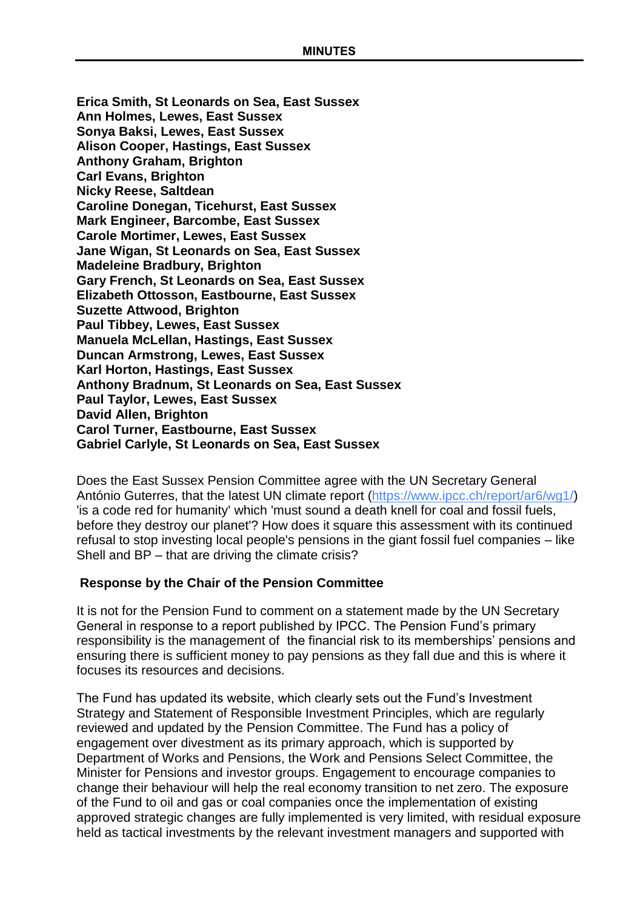**Erica Smith, St Leonards on Sea, East Sussex**
**Ann Holmes, Lewes, East Sussex**
**Sonya Baksi, Lewes, East Sussex**
**Alison Cooper, Hastings, East Sussex**
**Anthony Graham, Brighton**
**Carl Evans, Brighton**
**Nicky Reese, Saltdean**
**Caroline Donegan, Ticehurst, East Sussex**
**Mark Engineer, Barcombe, East Sussex**
**Carole Mortimer, Lewes, East Sussex**
**Jane Wigan, St Leonards on Sea, East Sussex**
**Madeleine Bradbury, Brighton**
**Gary French, St Leonards on Sea, East Sussex**
**Elizabeth Ottosson, Eastbourne, East Sussex**
**Suzette Attwood, Brighton**
**Paul Tibbey, Lewes, East Sussex**
**Manuela McLellan, Hastings, East Sussex**
**Duncan Armstrong, Lewes, East Sussex**
**Karl Horton, Hastings, East Sussex**
**Anthony Bradnum, St Leonards on Sea, East Sussex**
**Paul Taylor, Lewes, East Sussex**
**David Allen, Brighton**
**Carol Turner, Eastbourne, East Sussex**
**Gabriel Carlyle, St Leonards on Sea, East Sussex**

Does the East Sussex Pension Committee agree with the UN Secretary General António Guterres, that the latest UN climate report (https://www.ipcc.ch/report/ar6/wg1/) 'is a code red for humanity' which 'must sound a death knell for coal and fossil fuels, before they destroy our planet'? How does it square this assessment with its continued refusal to stop investing local people's pensions in the giant fossil fuel companies – like Shell and BP – that are driving the climate crisis?

**Response by the Chair of the Pension Committee**

It is not for the Pension Fund to comment on a statement made by the UN Secretary General in response to a report published by IPCC. The Pension Fund's primary responsibility is the management of the financial risk to its memberships' pensions and ensuring there is sufficient money to pay pensions as they fall due and this is where it focuses its resources and decisions.

The Fund has updated its website, which clearly sets out the Fund's Investment Strategy and Statement of Responsible Investment Principles, which are regularly reviewed and updated by the Pension Committee. The Fund has a policy of engagement over divestment as its primary approach, which is supported by Department of Works and Pensions, the Work and Pensions Select Committee, the Minister for Pensions and investor groups. Engagement to encourage companies to change their behaviour will help the real economy transition to net zero. The exposure of the Fund to oil and gas or coal companies once the implementation of existing approved strategic changes are fully implemented is very limited, with residual exposure held as tactical investments by the relevant investment managers and supported with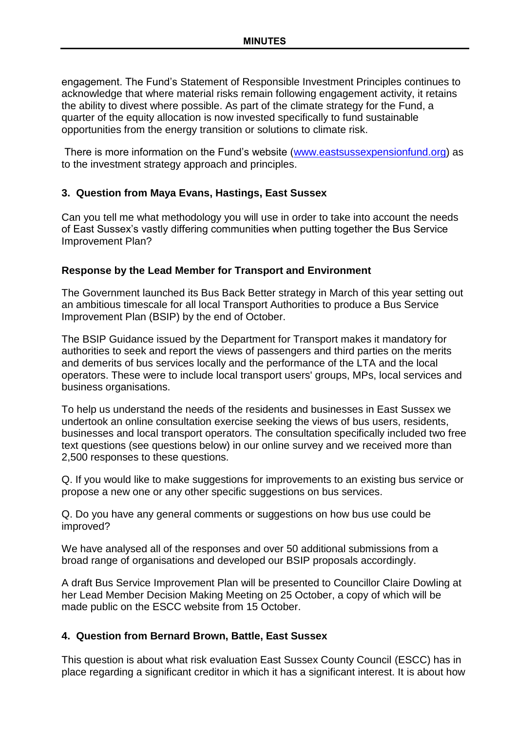engagement. The Fund's Statement of Responsible Investment Principles continues to acknowledge that where material risks remain following engagement activity, it retains the ability to divest where possible. As part of the climate strategy for the Fund, a quarter of the equity allocation is now invested specifically to fund sustainable opportunities from the energy transition or solutions to climate risk.

There is more information on the Fund's website ([www.eastsussexpensionfund.org](http://www.eastsussexpensionfund.org)) as to the investment strategy approach and principles.

**3. Question from Maya Evans, Hastings, East Sussex**

Can you tell me what methodology you will use in order to take into account the needs of East Sussex's vastly differing communities when putting together the Bus Service Improvement Plan?

**Response by the Lead Member for Transport and Environment**

The Government launched its Bus Back Better strategy in March of this year setting out an ambitious timescale for all local Transport Authorities to produce a Bus Service Improvement Plan (BSIP) by the end of October.

The BSIP Guidance issued by the Department for Transport makes it mandatory for authorities to seek and report the views of passengers and third parties on the merits and demerits of bus services locally and the performance of the LTA and the local operators. These were to include local transport users' groups, MPs, local services and business organisations.

To help us understand the needs of the residents and businesses in East Sussex we undertook an online consultation exercise seeking the views of bus users, residents, businesses and local transport operators. The consultation specifically included two free text questions (see questions below) in our online survey and we received more than 2,500 responses to these questions.

Q. If you would like to make suggestions for improvements to an existing bus service or propose a new one or any other specific suggestions on bus services.

Q. Do you have any general comments or suggestions on how bus use could be improved?

We have analysed all of the responses and over 50 additional submissions from a broad range of organisations and developed our BSIP proposals accordingly.

A draft Bus Service Improvement Plan will be presented to Councillor Claire Dowling at her Lead Member Decision Making Meeting on 25 October, a copy of which will be made public on the ESCC website from 15 October.

**4. Question from Bernard Brown, Battle, East Sussex**

This question is about what risk evaluation East Sussex County Council (ESCC) has in place regarding a significant creditor in which it has a significant interest. It is about how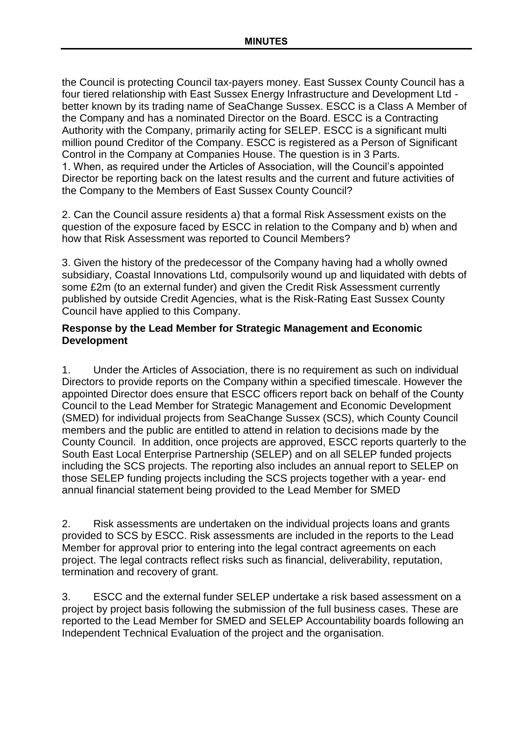the Council is protecting Council tax-payers money. East Sussex County Council has a four tiered relationship with East Sussex Energy Infrastructure and Development Ltd - better known by its trading name of SeaChange Sussex. ESCC is a Class A Member of the Company and has a nominated Director on the Board. ESCC is a Contracting Authority with the Company, primarily acting for SELEP. ESCC is a significant multi million pound Creditor of the Company. ESCC is registered as a Person of Significant Control in the Company at Companies House. The question is in 3 Parts.
1. When, as required under the Articles of Association, will the Council's appointed Director be reporting back on the latest results and the current and future activities of the Company to the Members of East Sussex County Council?

2. Can the Council assure residents a) that a formal Risk Assessment exists on the question of the exposure faced by ESCC in relation to the Company and b) when and how that Risk Assessment was reported to Council Members?

3. Given the history of the predecessor of the Company having had a wholly owned subsidiary, Coastal Innovations Ltd, compulsorily wound up and liquidated with debts of some £2m (to an external funder) and given the Credit Risk Assessment currently published by outside Credit Agencies, what is the Risk-Rating East Sussex County Council have applied to this Company.

**Response by the Lead Member for Strategic Management and Economic Development**

1. Under the Articles of Association, there is no requirement as such on individual Directors to provide reports on the Company within a specified timescale. However the appointed Director does ensure that ESCC officers report back on behalf of the County Council to the Lead Member for Strategic Management and Economic Development (SMED) for individual projects from SeaChange Sussex (SCS), which County Council members and the public are entitled to attend in relation to decisions made by the County Council. In addition, once projects are approved, ESCC reports quarterly to the South East Local Enterprise Partnership (SELEP) and on all SELEP funded projects including the SCS projects. The reporting also includes an annual report to SELEP on those SELEP funding projects including the SCS projects together with a year- end annual financial statement being provided to the Lead Member for SMED

2. Risk assessments are undertaken on the individual projects loans and grants provided to SCS by ESCC. Risk assessments are included in the reports to the Lead Member for approval prior to entering into the legal contract agreements on each project. The legal contracts reflect risks such as financial, deliverability, reputation, termination and recovery of grant.

3. ESCC and the external funder SELEP undertake a risk based assessment on a project by project basis following the submission of the full business cases. These are reported to the Lead Member for SMED and SELEP Accountability boards following an Independent Technical Evaluation of the project and the organisation.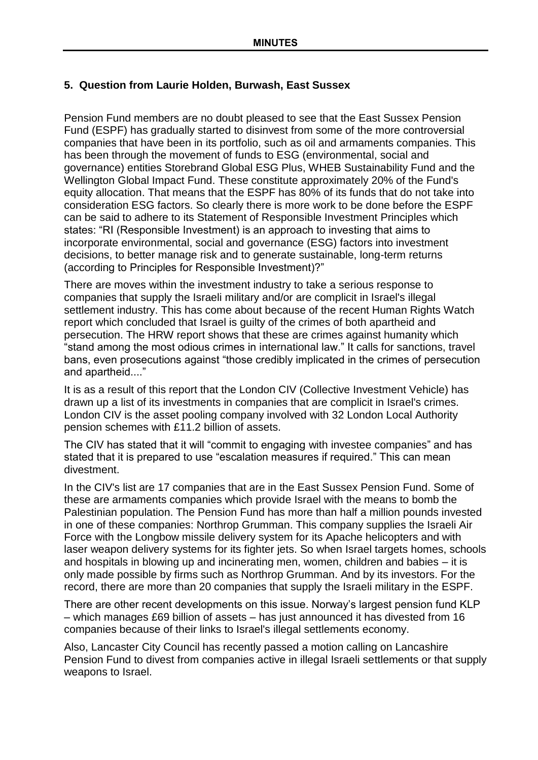### 5. Question from Laurie Holden, Burwash, East Sussex

Pension Fund members are no doubt pleased to see that the East Sussex Pension Fund (ESPF) has gradually started to disinvest from some of the more controversial companies that have been in its portfolio, such as oil and armaments companies. This has been through the movement of funds to ESG (environmental, social and governance) entities Storebrand Global ESG Plus, WHEB Sustainability Fund and the Wellington Global Impact Fund. These constitute approximately 20% of the Fund's equity allocation. That means that the ESPF has 80% of its funds that do not take into consideration ESG factors. So clearly there is more work to be done before the ESPF can be said to adhere to its Statement of Responsible Investment Principles which states: "RI (Responsible Investment) is an approach to investing that aims to incorporate environmental, social and governance (ESG) factors into investment decisions, to better manage risk and to generate sustainable, long-term returns (according to Principles for Responsible Investment)?"

There are moves within the investment industry to take a serious response to companies that supply the Israeli military and/or are complicit in Israel's illegal settlement industry. This has come about because of the recent Human Rights Watch report which concluded that Israel is guilty of the crimes of both apartheid and persecution. The HRW report shows that these are crimes against humanity which "stand among the most odious crimes in international law." It calls for sanctions, travel bans, even prosecutions against "those credibly implicated in the crimes of persecution and apartheid...."

It is as a result of this report that the London CIV (Collective Investment Vehicle) has drawn up a list of its investments in companies that are complicit in Israel's crimes. London CIV is the asset pooling company involved with 32 London Local Authority pension schemes with £11.2 billion of assets.

The CIV has stated that it will "commit to engaging with investee companies" and has stated that it is prepared to use "escalation measures if required." This can mean divestment.

In the CIV's list are 17 companies that are in the East Sussex Pension Fund. Some of these are armaments companies which provide Israel with the means to bomb the Palestinian population. The Pension Fund has more than half a million pounds invested in one of these companies: Northrop Grumman. This company supplies the Israeli Air Force with the Longbow missile delivery system for its Apache helicopters and with laser weapon delivery systems for its fighter jets. So when Israel targets homes, schools and hospitals in blowing up and incinerating men, women, children and babies – it is only made possible by firms such as Northrop Grumman. And by its investors. For the record, there are more than 20 companies that supply the Israeli military in the ESPF.

There are other recent developments on this issue. Norway's largest pension fund KLP – which manages £69 billion of assets – has just announced it has divested from 16 companies because of their links to Israel's illegal settlements economy.

Also, Lancaster City Council has recently passed a motion calling on Lancashire Pension Fund to divest from companies active in illegal Israeli settlements or that supply weapons to Israel.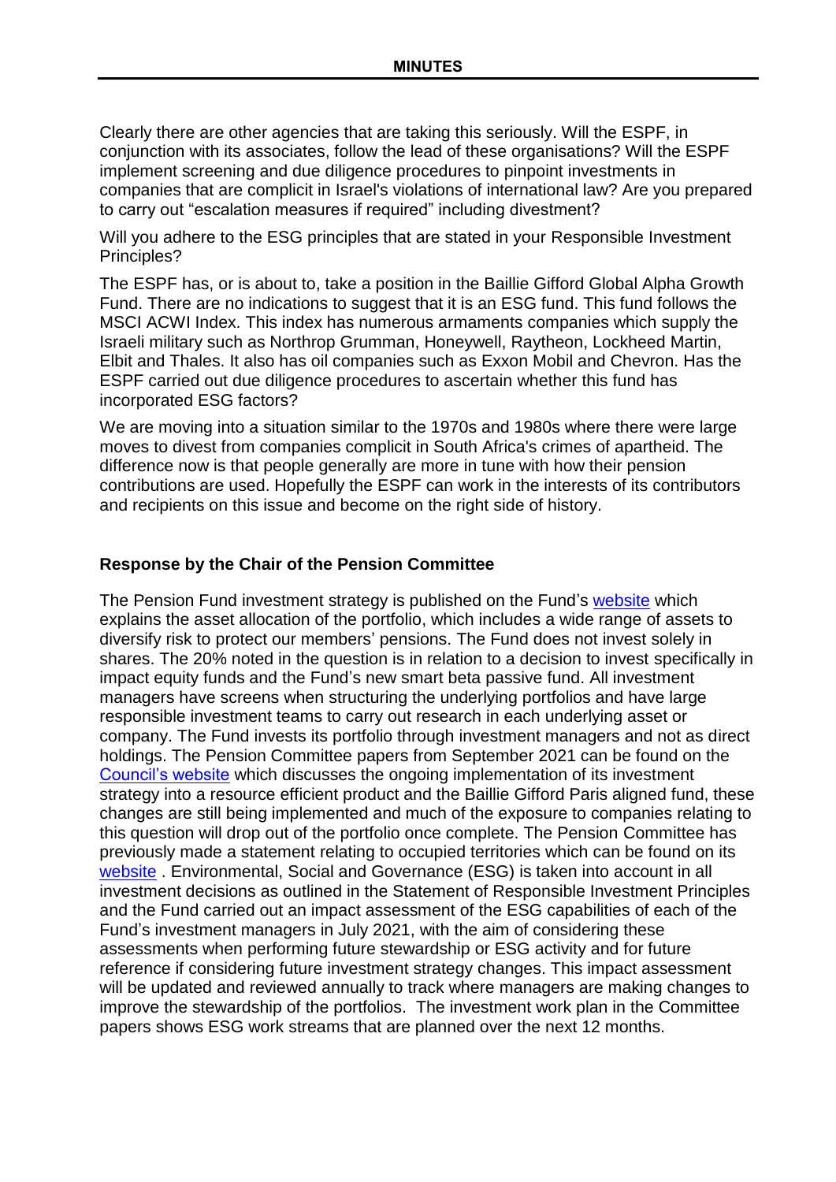Clearly there are other agencies that are taking this seriously. Will the ESPF, in conjunction with its associates, follow the lead of these organisations? Will the ESPF implement screening and due diligence procedures to pinpoint investments in companies that are complicit in Israel's violations of international law? Are you prepared to carry out "escalation measures if required" including divestment?

Will you adhere to the ESG principles that are stated in your Responsible Investment Principles?

The ESPF has, or is about to, take a position in the Baillie Gifford Global Alpha Growth Fund. There are no indications to suggest that it is an ESG fund. This fund follows the MSCI ACWI Index. This index has numerous armaments companies which supply the Israeli military such as Northrop Grumman, Honeywell, Raytheon, Lockheed Martin, Elbit and Thales. It also has oil companies such as Exxon Mobil and Chevron. Has the ESPF carried out due diligence procedures to ascertain whether this fund has incorporated ESG factors?

We are moving into a situation similar to the 1970s and 1980s where there were large moves to divest from companies complicit in South Africa's crimes of apartheid. The difference now is that people generally are more in tune with how their pension contributions are used. Hopefully the ESPF can work in the interests of its contributors and recipients on this issue and become on the right side of history.

**Response by the Chair of the Pension Committee**

The Pension Fund investment strategy is published on the Fund's website which explains the asset allocation of the portfolio, which includes a wide range of assets to diversify risk to protect our members' pensions. The Fund does not invest solely in shares. The 20% noted in the question is in relation to a decision to invest specifically in impact equity funds and the Fund's new smart beta passive fund. All investment managers have screens when structuring the underlying portfolios and have large responsible investment teams to carry out research in each underlying asset or company. The Fund invests its portfolio through investment managers and not as direct holdings. The Pension Committee papers from September 2021 can be found on the Council's website which discusses the ongoing implementation of its investment strategy into a resource efficient product and the Baillie Gifford Paris aligned fund, these changes are still being implemented and much of the exposure to companies relating to this question will drop out of the portfolio once complete. The Pension Committee has previously made a statement relating to occupied territories which can be found on its website . Environmental, Social and Governance (ESG) is taken into account in all investment decisions as outlined in the Statement of Responsible Investment Principles and the Fund carried out an impact assessment of the ESG capabilities of each of the Fund's investment managers in July 2021, with the aim of considering these assessments when performing future stewardship or ESG activity and for future reference if considering future investment strategy changes. This impact assessment will be updated and reviewed annually to track where managers are making changes to improve the stewardship of the portfolios. The investment work plan in the Committee papers shows ESG work streams that are planned over the next 12 months.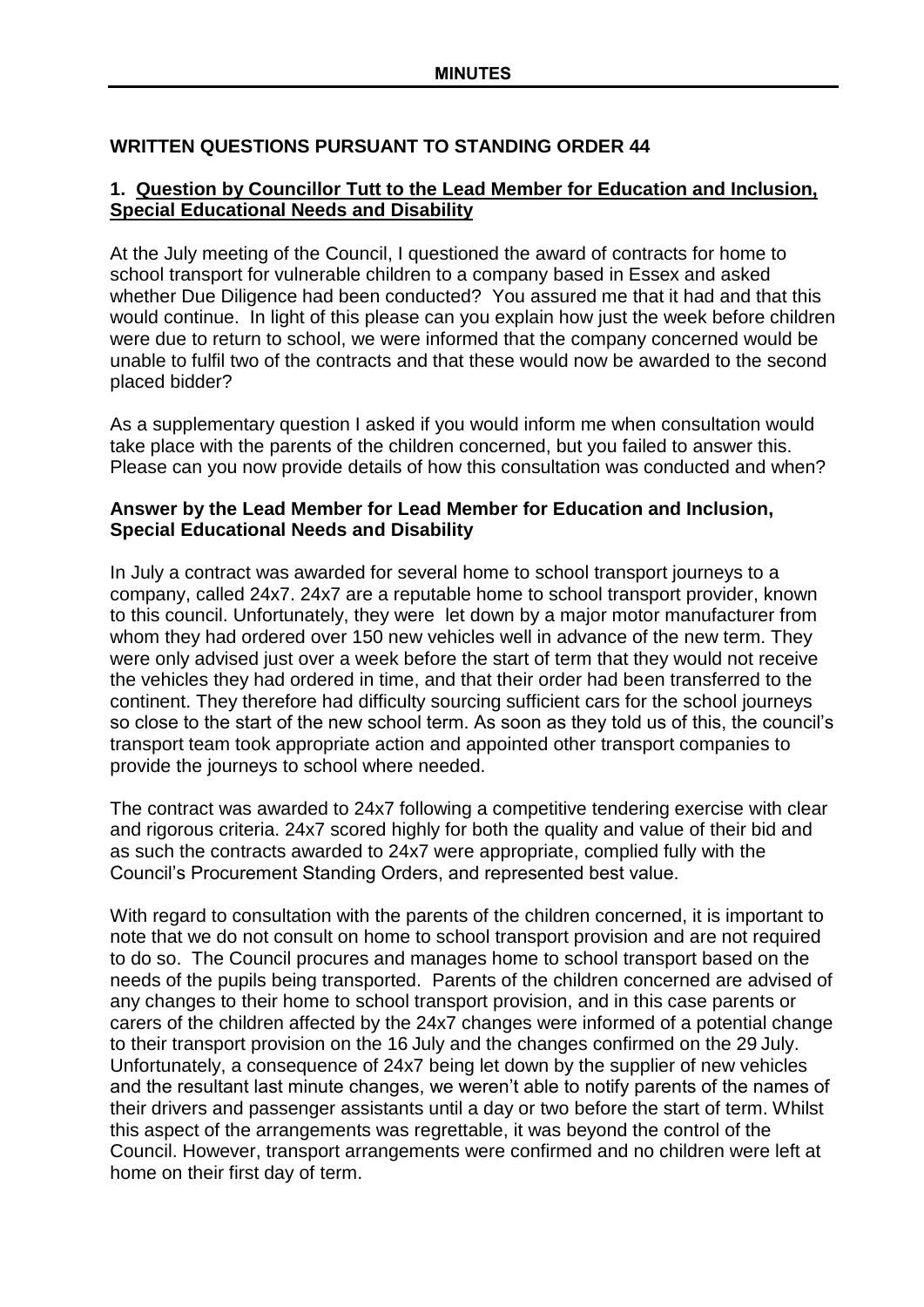**MINUTES**

## WRITTEN QUESTIONS PURSUANT TO STANDING ORDER 44

### 1. Question by Councillor Tutt to the Lead Member for Education and Inclusion, Special Educational Needs and Disability

At the July meeting of the Council, I questioned the award of contracts for home to school transport for vulnerable children to a company based in Essex and asked whether Due Diligence had been conducted? You assured me that it had and that this would continue. In light of this please can you explain how just the week before children were due to return to school, we were informed that the company concerned would be unable to fulfil two of the contracts and that these would now be awarded to the second placed bidder?

As a supplementary question I asked if you would inform me when consultation would take place with the parents of the children concerned, but you failed to answer this. Please can you now provide details of how this consultation was conducted and when?

**Answer by the Lead Member for Lead Member for Education and Inclusion, Special Educational Needs and Disability**

In July a contract was awarded for several home to school transport journeys to a company, called 24x7. 24x7 are a reputable home to school transport provider, known to this council. Unfortunately, they were let down by a major motor manufacturer from whom they had ordered over 150 new vehicles well in advance of the new term. They were only advised just over a week before the start of term that they would not receive the vehicles they had ordered in time, and that their order had been transferred to the continent. They therefore had difficulty sourcing sufficient cars for the school journeys so close to the start of the new school term. As soon as they told us of this, the council's transport team took appropriate action and appointed other transport companies to provide the journeys to school where needed.

The contract was awarded to 24x7 following a competitive tendering exercise with clear and rigorous criteria. 24x7 scored highly for both the quality and value of their bid and as such the contracts awarded to 24x7 were appropriate, complied fully with the Council's Procurement Standing Orders, and represented best value.

With regard to consultation with the parents of the children concerned, it is important to note that we do not consult on home to school transport provision and are not required to do so. The Council procures and manages home to school transport based on the needs of the pupils being transported. Parents of the children concerned are advised of any changes to their home to school transport provision, and in this case parents or carers of the children affected by the 24x7 changes were informed of a potential change to their transport provision on the 16 July and the changes confirmed on the 29 July. Unfortunately, a consequence of 24x7 being let down by the supplier of new vehicles and the resultant last minute changes, we weren't able to notify parents of the names of their drivers and passenger assistants until a day or two before the start of term. Whilst this aspect of the arrangements was regrettable, it was beyond the control of the Council. However, transport arrangements were confirmed and no children were left at home on their first day of term.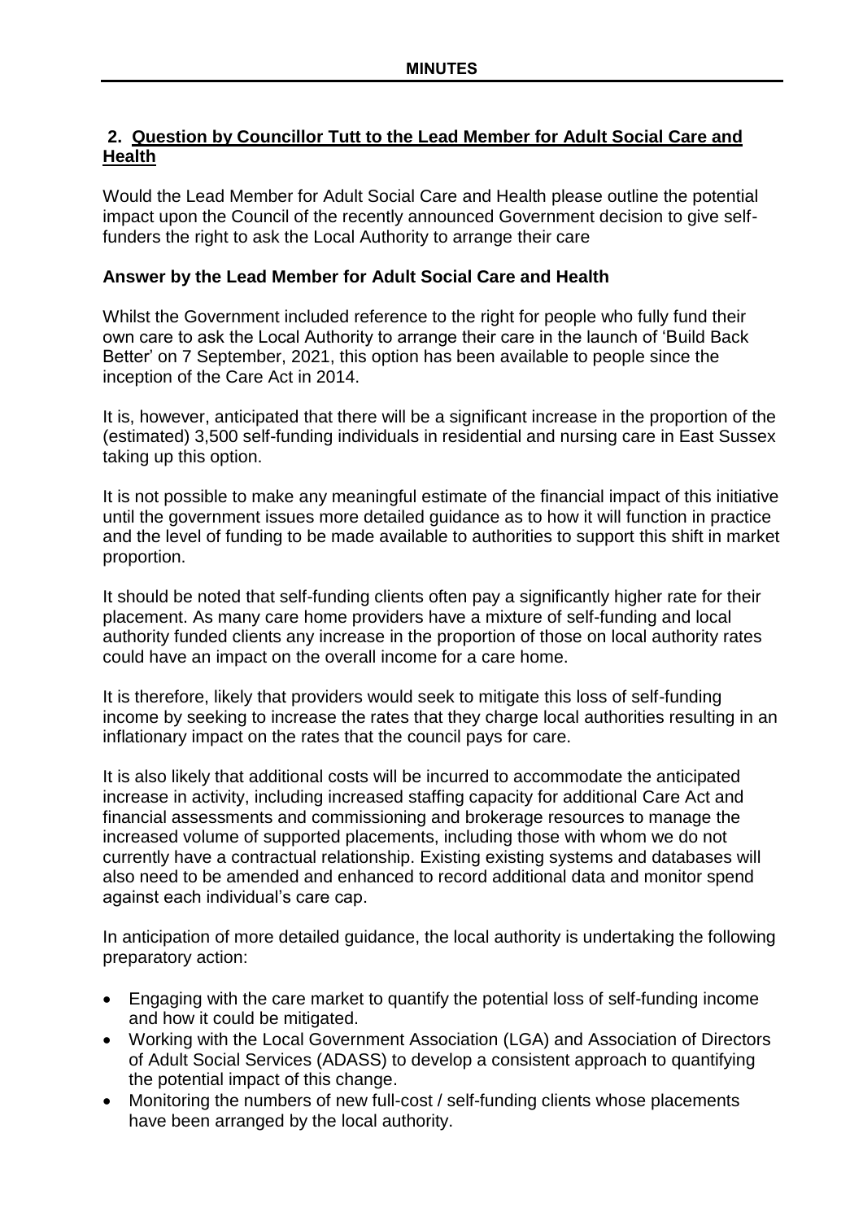**MINUTES**

## 2. Question by Councillor Tutt to the Lead Member for Adult Social Care and Health

Would the Lead Member for Adult Social Care and Health please outline the potential impact upon the Council of the recently announced Government decision to give self-funders the right to ask the Local Authority to arrange their care

**Answer by the Lead Member for Adult Social Care and Health**

Whilst the Government included reference to the right for people who fully fund their own care to ask the Local Authority to arrange their care in the launch of 'Build Back Better' on 7 September, 2021, this option has been available to people since the inception of the Care Act in 2014.

It is, however, anticipated that there will be a significant increase in the proportion of the (estimated) 3,500 self-funding individuals in residential and nursing care in East Sussex taking up this option.

It is not possible to make any meaningful estimate of the financial impact of this initiative until the government issues more detailed guidance as to how it will function in practice and the level of funding to be made available to authorities to support this shift in market proportion.

It should be noted that self-funding clients often pay a significantly higher rate for their placement. As many care home providers have a mixture of self-funding and local authority funded clients any increase in the proportion of those on local authority rates could have an impact on the overall income for a care home.

It is therefore, likely that providers would seek to mitigate this loss of self-funding income by seeking to increase the rates that they charge local authorities resulting in an inflationary impact on the rates that the council pays for care.

It is also likely that additional costs will be incurred to accommodate the anticipated increase in activity, including increased staffing capacity for additional Care Act and financial assessments and commissioning and brokerage resources to manage the increased volume of supported placements, including those with whom we do not currently have a contractual relationship. Existing existing systems and databases will also need to be amended and enhanced to record additional data and monitor spend against each individual's care cap.

In anticipation of more detailed guidance, the local authority is undertaking the following preparatory action:

- Engaging with the care market to quantify the potential loss of self-funding income and how it could be mitigated.
- Working with the Local Government Association (LGA) and Association of Directors of Adult Social Services (ADASS) to develop a consistent approach to quantifying the potential impact of this change.
- Monitoring the numbers of new full-cost / self-funding clients whose placements have been arranged by the local authority.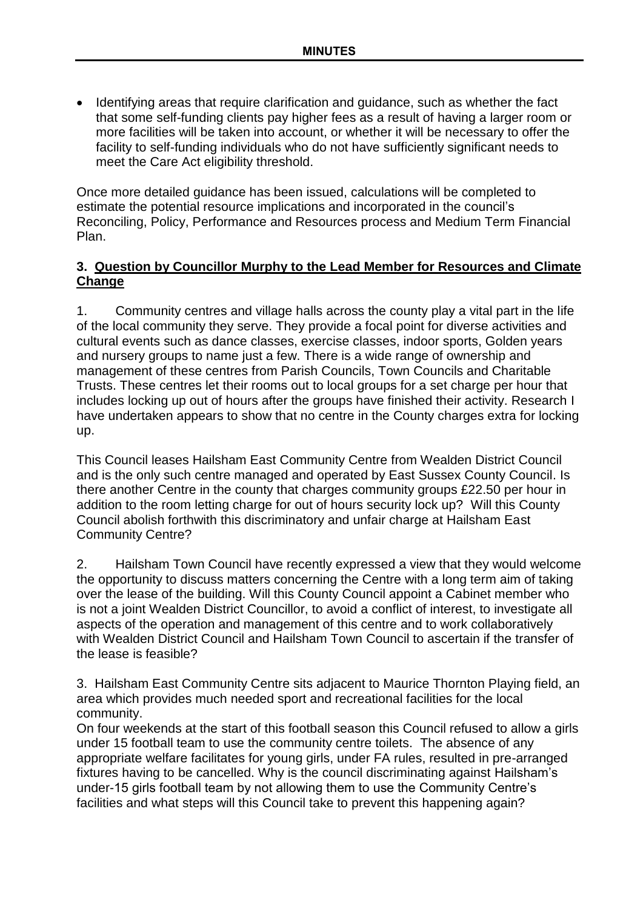- Identifying areas that require clarification and guidance, such as whether the fact that some self-funding clients pay higher fees as a result of having a larger room or more facilities will be taken into account, or whether it will be necessary to offer the facility to self-funding individuals who do not have sufficiently significant needs to meet the Care Act eligibility threshold.

Once more detailed guidance has been issued, calculations will be completed to estimate the potential resource implications and incorporated in the council's Reconciling, Policy, Performance and Resources process and Medium Term Financial Plan.

### 3. Question by Councillor Murphy to the Lead Member for Resources and Climate Change

1. Community centres and village halls across the county play a vital part in the life of the local community they serve. They provide a focal point for diverse activities and cultural events such as dance classes, exercise classes, indoor sports, Golden years and nursery groups to name just a few. There is a wide range of ownership and management of these centres from Parish Councils, Town Councils and Charitable Trusts. These centres let their rooms out to local groups for a set charge per hour that includes locking up out of hours after the groups have finished their activity. Research I have undertaken appears to show that no centre in the County charges extra for locking up.

This Council leases Hailsham East Community Centre from Wealden District Council and is the only such centre managed and operated by East Sussex County Council. Is there another Centre in the county that charges community groups £22.50 per hour in addition to the room letting charge for out of hours security lock up? Will this County Council abolish forthwith this discriminatory and unfair charge at Hailsham East Community Centre?

2. Hailsham Town Council have recently expressed a view that they would welcome the opportunity to discuss matters concerning the Centre with a long term aim of taking over the lease of the building. Will this County Council appoint a Cabinet member who is not a joint Wealden District Councillor, to avoid a conflict of interest, to investigate all aspects of the operation and management of this centre and to work collaboratively with Wealden District Council and Hailsham Town Council to ascertain if the transfer of the lease is feasible?

3. Hailsham East Community Centre sits adjacent to Maurice Thornton Playing field, an area which provides much needed sport and recreational facilities for the local community.
On four weekends at the start of this football season this Council refused to allow a girls under 15 football team to use the community centre toilets. The absence of any appropriate welfare facilitates for young girls, under FA rules, resulted in pre-arranged fixtures having to be cancelled. Why is the council discriminating against Hailsham's under-15 girls football team by not allowing them to use the Community Centre's facilities and what steps will this Council take to prevent this happening again?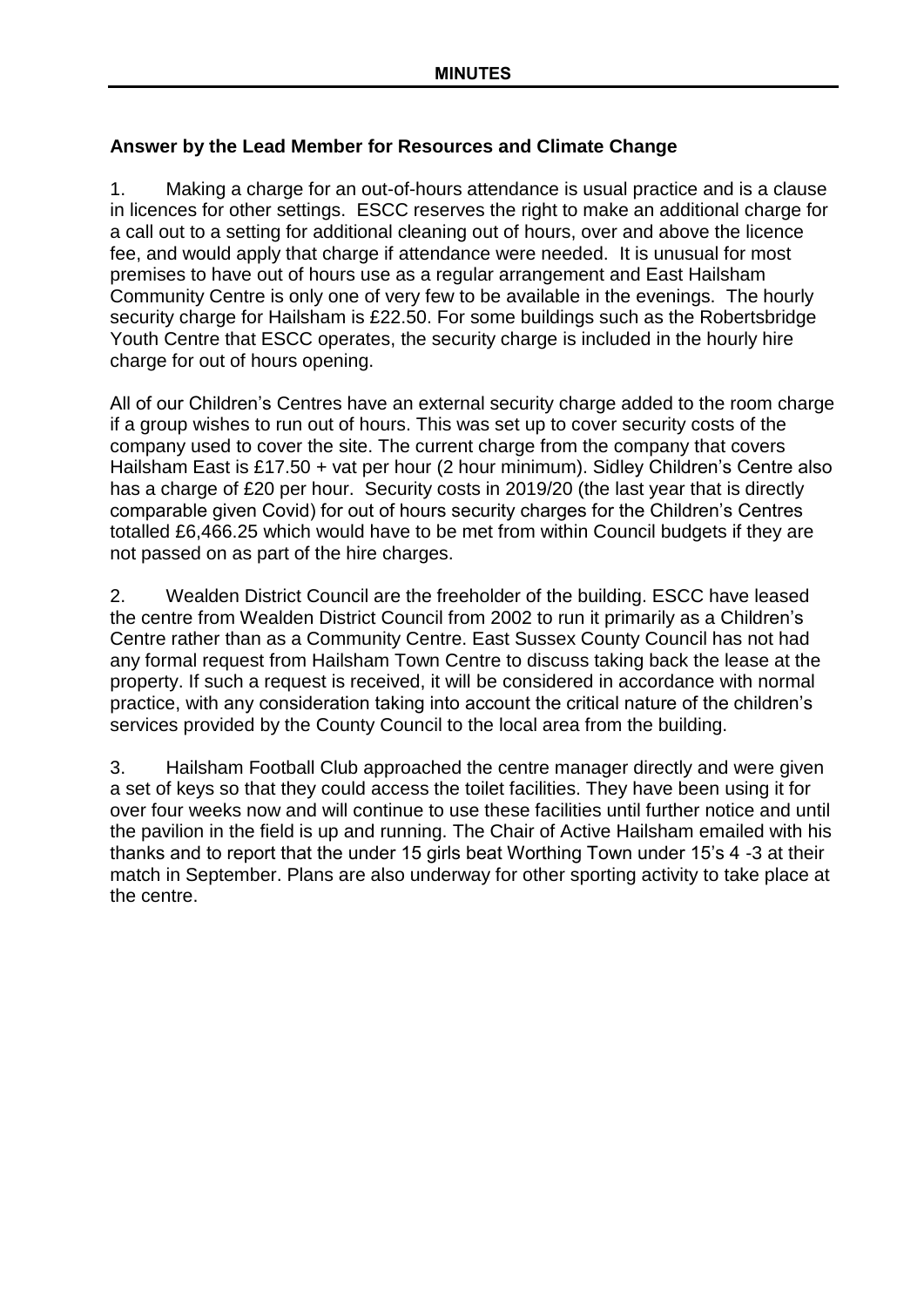**Answer by the Lead Member for Resources and Climate Change**

1. Making a charge for an out-of-hours attendance is usual practice and is a clause in licences for other settings. ESCC reserves the right to make an additional charge for a call out to a setting for additional cleaning out of hours, over and above the licence fee, and would apply that charge if attendance were needed. It is unusual for most premises to have out of hours use as a regular arrangement and East Hailsham Community Centre is only one of very few to be available in the evenings. The hourly security charge for Hailsham is £22.50. For some buildings such as the Robertsbridge Youth Centre that ESCC operates, the security charge is included in the hourly hire charge for out of hours opening.

All of our Children's Centres have an external security charge added to the room charge if a group wishes to run out of hours. This was set up to cover security costs of the company used to cover the site. The current charge from the company that covers Hailsham East is £17.50 + vat per hour (2 hour minimum). Sidley Children's Centre also has a charge of £20 per hour. Security costs in 2019/20 (the last year that is directly comparable given Covid) for out of hours security charges for the Children's Centres totalled £6,466.25 which would have to be met from within Council budgets if they are not passed on as part of the hire charges.

2. Wealden District Council are the freeholder of the building. ESCC have leased the centre from Wealden District Council from 2002 to run it primarily as a Children's Centre rather than as a Community Centre. East Sussex County Council has not had any formal request from Hailsham Town Centre to discuss taking back the lease at the property. If such a request is received, it will be considered in accordance with normal practice, with any consideration taking into account the critical nature of the children's services provided by the County Council to the local area from the building.

3. Hailsham Football Club approached the centre manager directly and were given a set of keys so that they could access the toilet facilities. They have been using it for over four weeks now and will continue to use these facilities until further notice and until the pavilion in the field is up and running. The Chair of Active Hailsham emailed with his thanks and to report that the under 15 girls beat Worthing Town under 15's 4 -3 at their match in September. Plans are also underway for other sporting activity to take place at the centre.